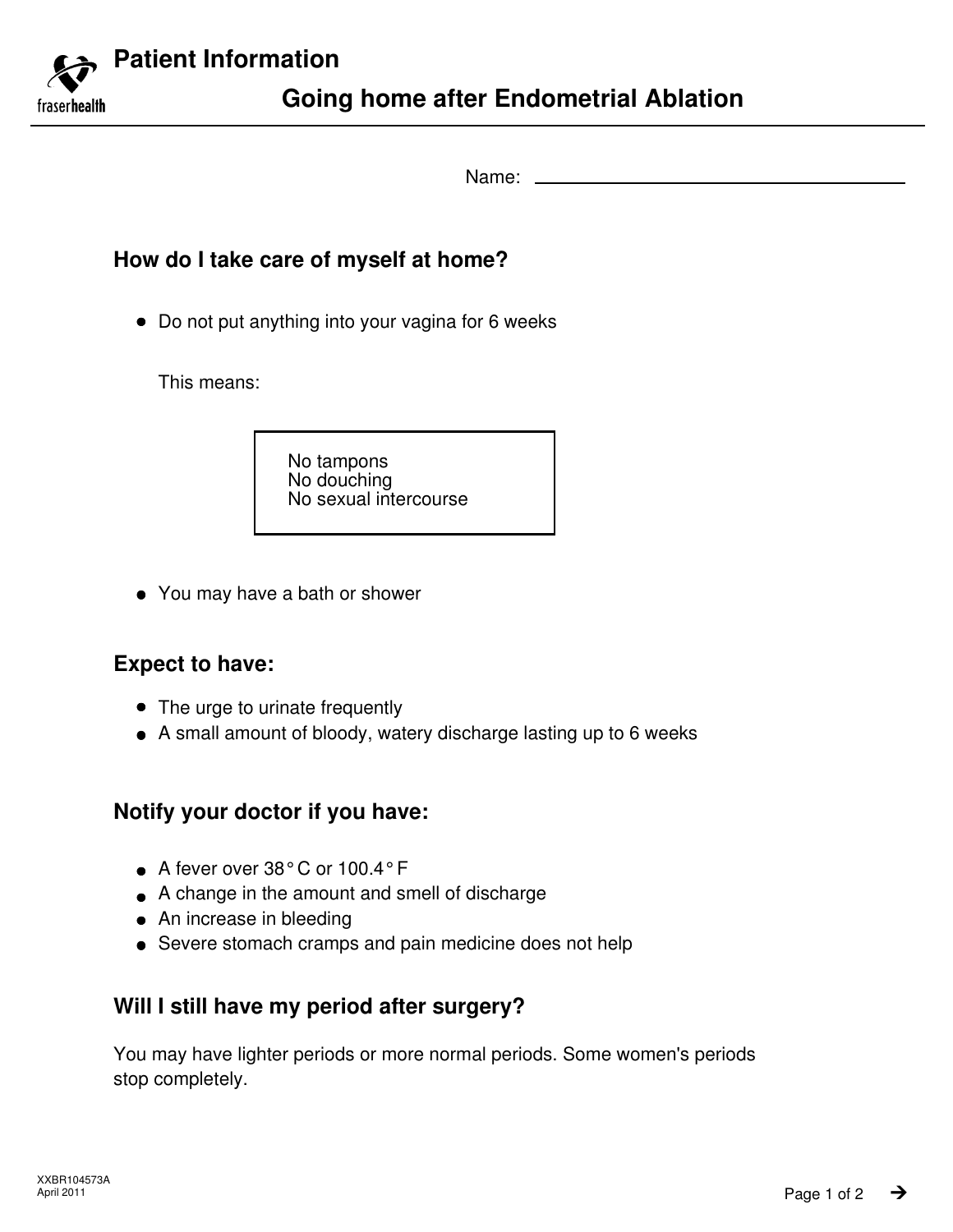# Patient Information

## Going home after Endometrial Ablation

Name: ______________________________

### How do I take care of myself at home?

- Do not put anything into your vagina for 6 weeks

  This means:

  | No tampons<br>No douching<br>No sexual intercourse |
  |---|

- You may have a bath or shower

### Expect to have:

- The urge to urinate frequently
- A small amount of bloody, watery discharge lasting up to 6 weeks

### Notify your doctor if you have:

- A fever over 38° C or 100.4° F
- A change in the amount and smell of discharge
- An increase in bleeding
- Severe stomach cramps and pain medicine does not help

### Will I still have my period after surgery?

You may have lighter periods or more normal periods. Some women's periods stop completely.

XXBR104573A
April 2011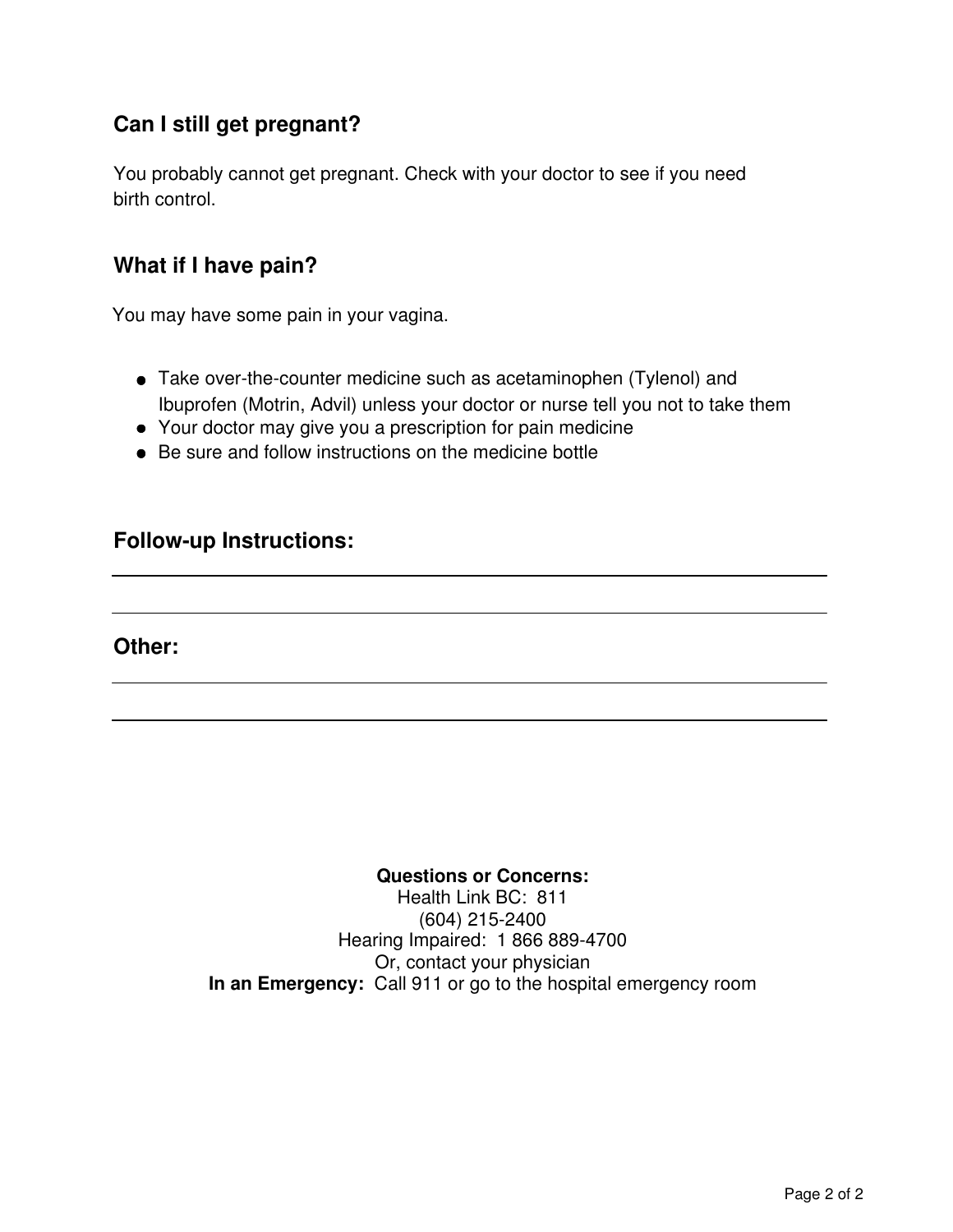## Can I still get pregnant?

You probably cannot get pregnant. Check with your doctor to see if you need birth control.

## What if I have pain?

You may have some pain in your vagina.

- Take over-the-counter medicine such as acetaminophen (Tylenol) and Ibuprofen (Motrin, Advil) unless your doctor or nurse tell you not to take them
- Your doctor may give you a prescription for pain medicine
- Be sure and follow instructions on the medicine bottle

## Follow-up Instructions:

______________________________________________________________

______________________________________________________________

## Other:

______________________________________________________________

______________________________________________________________

**Questions or Concerns:**
Health Link BC: 811
(604) 215-2400
Hearing Impaired: 1 866 889-4700
Or, contact your physician
**In an Emergency:** Call 911 or go to the hospital emergency room